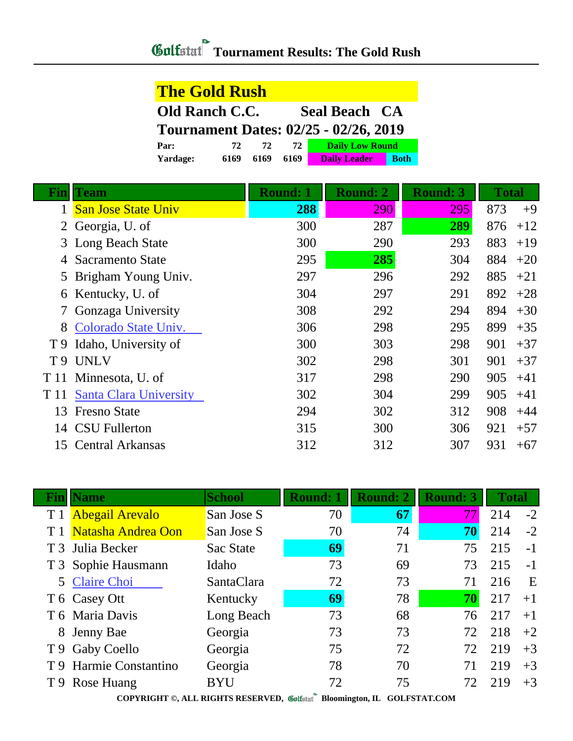# Golfstat Tournament Results: The Gold Rush

## The Gold Rush

**Old Ranch C.C. Seal Beach CA**

**Tournament Dates: 02/25 - 02/26, 2019**

| | | | | |
|---|---|---|---|---|
| **Par:** | 72 | 72 | 72 | Daily Low Round |
| **Yardage:** | 6169 | 6169 | 6169 | Daily Leader / Both |

| Fin | Team | Round: 1 | Round: 2 | Round: 3 | Total | |
|---|---|---|---|---|---|---|
| 1 | San Jose State Univ | **288** | 290 | 295 | 873 | +9 |
| 2 | Georgia, U. of | 300 | 287 | **289** | 876 | +12 |
| 3 | Long Beach State | 300 | 290 | 293 | 883 | +19 |
| 4 | Sacramento State | 295 | **285** | 304 | 884 | +20 |
| 5 | Brigham Young Univ. | 297 | 296 | 292 | 885 | +21 |
| 6 | Kentucky, U. of | 304 | 297 | 291 | 892 | +28 |
| 7 | Gonzaga University | 308 | 292 | 294 | 894 | +30 |
| 8 | Colorado State Univ. | 306 | 298 | 295 | 899 | +35 |
| T 9 | Idaho, University of | 300 | 303 | 298 | 901 | +37 |
| T 9 | UNLV | 302 | 298 | 301 | 901 | +37 |
| T 11 | Minnesota, U. of | 317 | 298 | 290 | 905 | +41 |
| T 11 | Santa Clara University | 302 | 304 | 299 | 905 | +41 |
| 13 | Fresno State | 294 | 302 | 312 | 908 | +44 |
| 14 | CSU Fullerton | 315 | 300 | 306 | 921 | +57 |
| 15 | Central Arkansas | 312 | 312 | 307 | 931 | +67 |

| Fin | Name | School | Round: 1 | Round: 2 | Round: 3 | Total | |
|---|---|---|---|---|---|---|---|
| T 1 | Abegail Arevalo | San Jose S | 70 | **67** | 77 | 214 | -2 |
| T 1 | Natasha Andrea Oon | San Jose S | 70 | 74 | **70** | 214 | -2 |
| T 3 | Julia Becker | Sac State | **69** | 71 | 75 | 215 | -1 |
| T 3 | Sophie Hausmann | Idaho | 73 | 69 | 73 | 215 | -1 |
| 5 | Claire Choi | SantaClara | 72 | 73 | 71 | 216 | E |
| T 6 | Casey Ott | Kentucky | **69** | 78 | **70** | 217 | +1 |
| T 6 | Maria Davis | Long Beach | 73 | 68 | 76 | 217 | +1 |
| 8 | Jenny Bae | Georgia | 73 | 73 | 72 | 218 | +2 |
| T 9 | Gaby Coello | Georgia | 75 | 72 | 72 | 219 | +3 |
| T 9 | Harmie Constantino | Georgia | 78 | 70 | 71 | 219 | +3 |
| T 9 | Rose Huang | BYU | 72 | 75 | 72 | 219 | +3 |

COPYRIGHT ©, ALL RIGHTS RESERVED, Golfstat Bloomington, IL GOLFSTAT.COM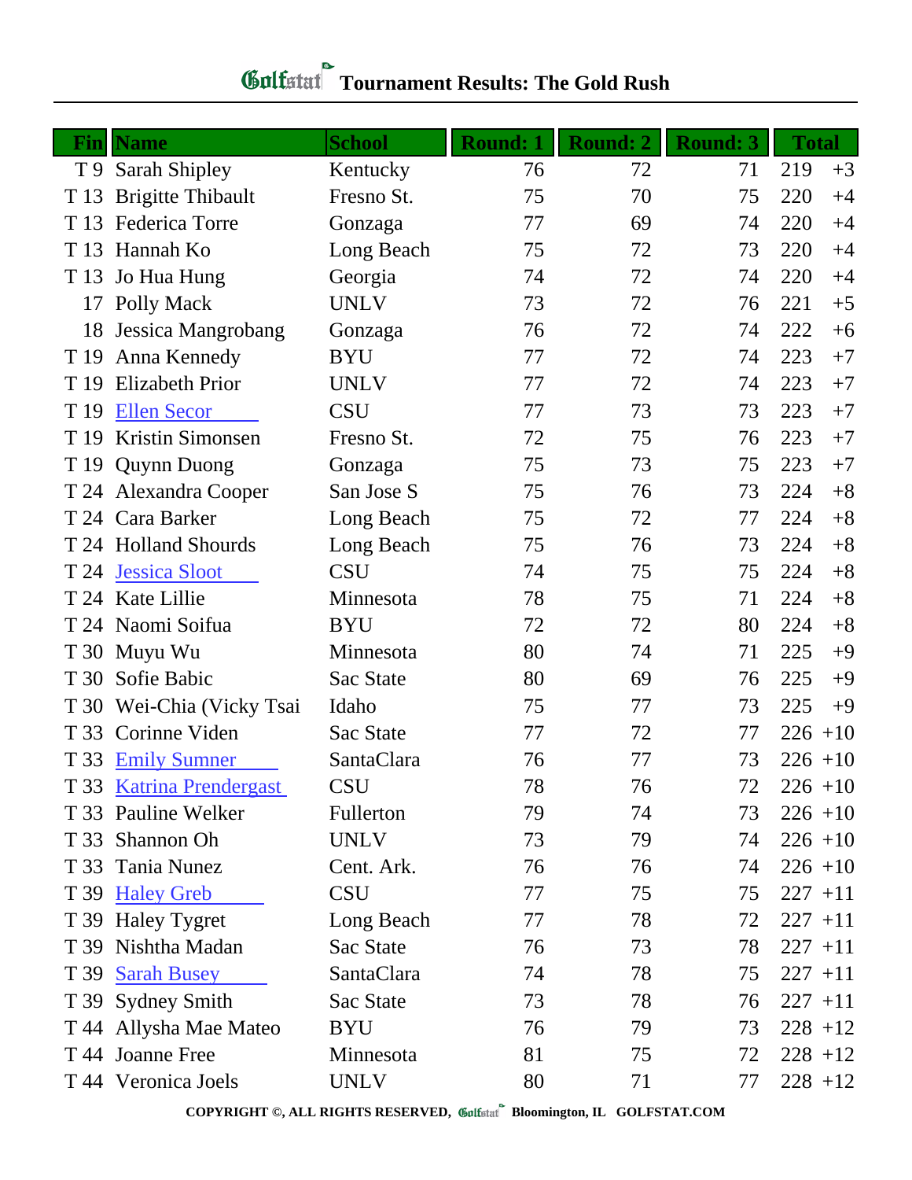# Golfstat Tournament Results: The Gold Rush

| Fin | Name | School | Round: 1 | Round: 2 | Round: 3 | Total | |
|---|---|---|---|---|---|---|---|
| T 9 | Sarah Shipley | Kentucky | 76 | 72 | 71 | 219 | +3 |
| T 13 | Brigitte Thibault | Fresno St. | 75 | 70 | 75 | 220 | +4 |
| T 13 | Federica Torre | Gonzaga | 77 | 69 | 74 | 220 | +4 |
| T 13 | Hannah Ko | Long Beach | 75 | 72 | 73 | 220 | +4 |
| T 13 | Jo Hua Hung | Georgia | 74 | 72 | 74 | 220 | +4 |
| 17 | Polly Mack | UNLV | 73 | 72 | 76 | 221 | +5 |
| 18 | Jessica Mangrobang | Gonzaga | 76 | 72 | 74 | 222 | +6 |
| T 19 | Anna Kennedy | BYU | 77 | 72 | 74 | 223 | +7 |
| T 19 | Elizabeth Prior | UNLV | 77 | 72 | 74 | 223 | +7 |
| T 19 | Ellen Secor | CSU | 77 | 73 | 73 | 223 | +7 |
| T 19 | Kristin Simonsen | Fresno St. | 72 | 75 | 76 | 223 | +7 |
| T 19 | Quynn Duong | Gonzaga | 75 | 73 | 75 | 223 | +7 |
| T 24 | Alexandra Cooper | San Jose S | 75 | 76 | 73 | 224 | +8 |
| T 24 | Cara Barker | Long Beach | 75 | 72 | 77 | 224 | +8 |
| T 24 | Holland Shourds | Long Beach | 75 | 76 | 73 | 224 | +8 |
| T 24 | Jessica Sloot | CSU | 74 | 75 | 75 | 224 | +8 |
| T 24 | Kate Lillie | Minnesota | 78 | 75 | 71 | 224 | +8 |
| T 24 | Naomi Soifua | BYU | 72 | 72 | 80 | 224 | +8 |
| T 30 | Muyu Wu | Minnesota | 80 | 74 | 71 | 225 | +9 |
| T 30 | Sofie Babic | Sac State | 80 | 69 | 76 | 225 | +9 |
| T 30 | Wei-Chia (Vicky Tsai | Idaho | 75 | 77 | 73 | 225 | +9 |
| T 33 | Corinne Viden | Sac State | 77 | 72 | 77 | 226 | +10 |
| T 33 | Emily Sumner | SantaClara | 76 | 77 | 73 | 226 | +10 |
| T 33 | Katrina Prendergast | CSU | 78 | 76 | 72 | 226 | +10 |
| T 33 | Pauline Welker | Fullerton | 79 | 74 | 73 | 226 | +10 |
| T 33 | Shannon Oh | UNLV | 73 | 79 | 74 | 226 | +10 |
| T 33 | Tania Nunez | Cent. Ark. | 76 | 76 | 74 | 226 | +10 |
| T 39 | Haley Greb | CSU | 77 | 75 | 75 | 227 | +11 |
| T 39 | Haley Tygret | Long Beach | 77 | 78 | 72 | 227 | +11 |
| T 39 | Nishtha Madan | Sac State | 76 | 73 | 78 | 227 | +11 |
| T 39 | Sarah Busey | SantaClara | 74 | 78 | 75 | 227 | +11 |
| T 39 | Sydney Smith | Sac State | 73 | 78 | 76 | 227 | +11 |
| T 44 | Allysha Mae Mateo | BYU | 76 | 79 | 73 | 228 | +12 |
| T 44 | Joanne Free | Minnesota | 81 | 75 | 72 | 228 | +12 |
| T 44 | Veronica Joels | UNLV | 80 | 71 | 77 | 228 | +12 |

COPYRIGHT ©, ALL RIGHTS RESERVED, Golfstat Bloomington, IL GOLFSTAT.COM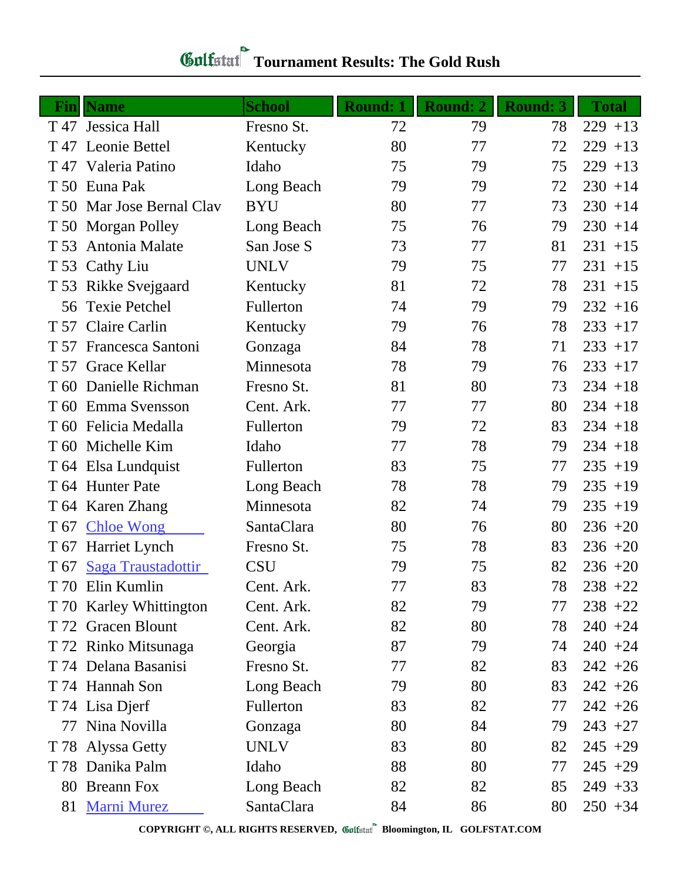# Golfstat Tournament Results: The Gold Rush

| Fin | Name | School | Round: 1 | Round: 2 | Round: 3 | Total | |
|---|---|---|---|---|---|---|---|
| T 47 | Jessica Hall | Fresno St. | 72 | 79 | 78 | 229 | +13 |
| T 47 | Leonie Bettel | Kentucky | 80 | 77 | 72 | 229 | +13 |
| T 47 | Valeria Patino | Idaho | 75 | 79 | 75 | 229 | +13 |
| T 50 | Euna Pak | Long Beach | 79 | 79 | 72 | 230 | +14 |
| T 50 | Mar Jose Bernal Clav | BYU | 80 | 77 | 73 | 230 | +14 |
| T 50 | Morgan Polley | Long Beach | 75 | 76 | 79 | 230 | +14 |
| T 53 | Antonia Malate | San Jose S | 73 | 77 | 81 | 231 | +15 |
| T 53 | Cathy Liu | UNLV | 79 | 75 | 77 | 231 | +15 |
| T 53 | Rikke Svejgaard | Kentucky | 81 | 72 | 78 | 231 | +15 |
| 56 | Texie Petchel | Fullerton | 74 | 79 | 79 | 232 | +16 |
| T 57 | Claire Carlin | Kentucky | 79 | 76 | 78 | 233 | +17 |
| T 57 | Francesca Santoni | Gonzaga | 84 | 78 | 71 | 233 | +17 |
| T 57 | Grace Kellar | Minnesota | 78 | 79 | 76 | 233 | +17 |
| T 60 | Danielle Richman | Fresno St. | 81 | 80 | 73 | 234 | +18 |
| T 60 | Emma Svensson | Cent. Ark. | 77 | 77 | 80 | 234 | +18 |
| T 60 | Felicia Medalla | Fullerton | 79 | 72 | 83 | 234 | +18 |
| T 60 | Michelle Kim | Idaho | 77 | 78 | 79 | 234 | +18 |
| T 64 | Elsa Lundquist | Fullerton | 83 | 75 | 77 | 235 | +19 |
| T 64 | Hunter Pate | Long Beach | 78 | 78 | 79 | 235 | +19 |
| T 64 | Karen Zhang | Minnesota | 82 | 74 | 79 | 235 | +19 |
| T 67 | Chloe Wong | SantaClara | 80 | 76 | 80 | 236 | +20 |
| T 67 | Harriet Lynch | Fresno St. | 75 | 78 | 83 | 236 | +20 |
| T 67 | Saga Traustadottir | CSU | 79 | 75 | 82 | 236 | +20 |
| T 70 | Elin Kumlin | Cent. Ark. | 77 | 83 | 78 | 238 | +22 |
| T 70 | Karley Whittington | Cent. Ark. | 82 | 79 | 77 | 238 | +22 |
| T 72 | Gracen Blount | Cent. Ark. | 82 | 80 | 78 | 240 | +24 |
| T 72 | Rinko Mitsunaga | Georgia | 87 | 79 | 74 | 240 | +24 |
| T 74 | Delana Basanisi | Fresno St. | 77 | 82 | 83 | 242 | +26 |
| T 74 | Hannah Son | Long Beach | 79 | 80 | 83 | 242 | +26 |
| T 74 | Lisa Djerf | Fullerton | 83 | 82 | 77 | 242 | +26 |
| 77 | Nina Novilla | Gonzaga | 80 | 84 | 79 | 243 | +27 |
| T 78 | Alyssa Getty | UNLV | 83 | 80 | 82 | 245 | +29 |
| T 78 | Danika Palm | Idaho | 88 | 80 | 77 | 245 | +29 |
| 80 | Breann Fox | Long Beach | 82 | 82 | 85 | 249 | +33 |
| 81 | Marni Murez | SantaClara | 84 | 86 | 80 | 250 | +34 |

**COPYRIGHT ©, ALL RIGHTS RESERVED, Golfstat Bloomington, IL GOLFSTAT.COM**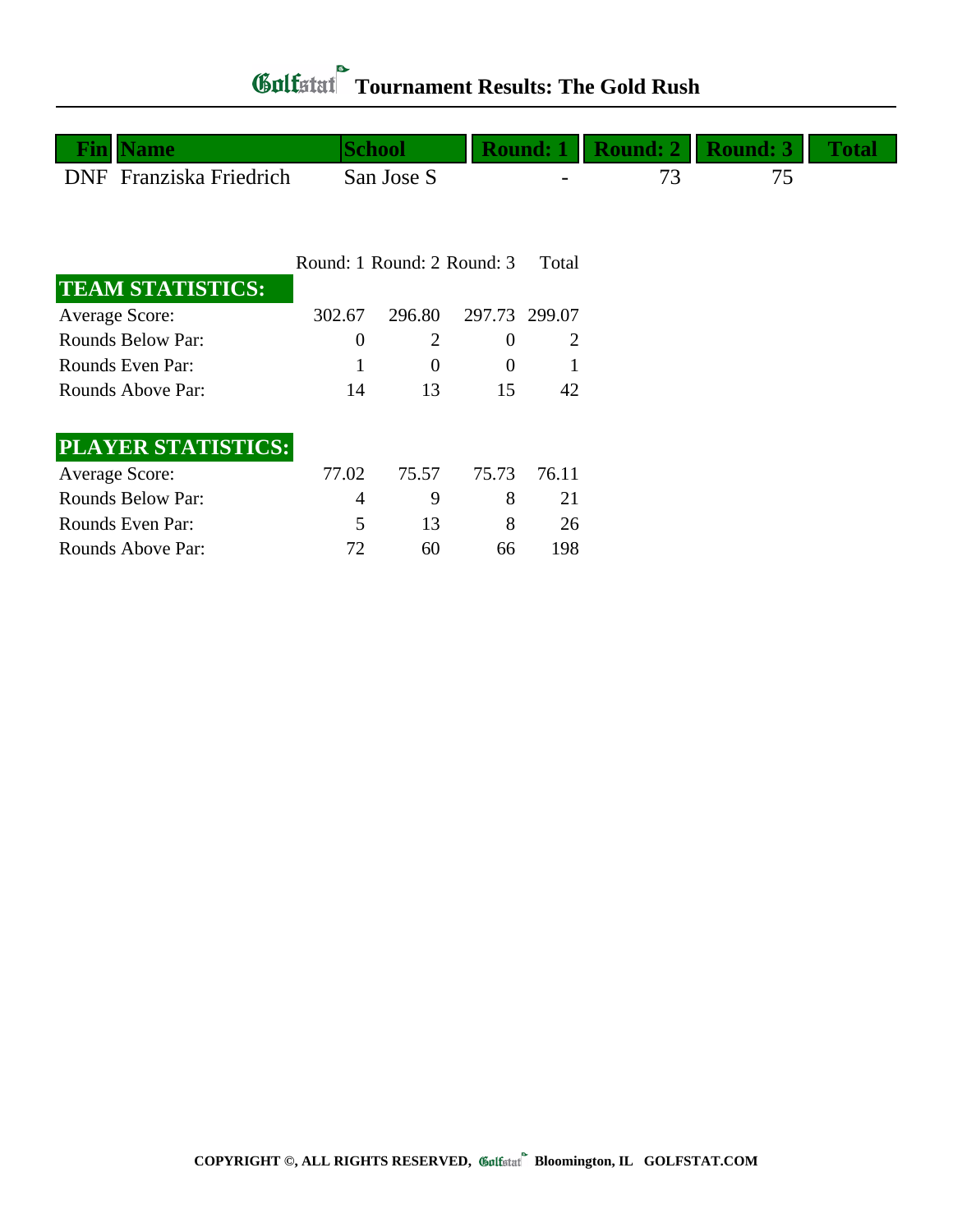# Golfstat Tournament Results: The Gold Rush

| Fin | Name | School | Round: 1 | Round: 2 | Round: 3 | Total |
|---|---|---|---|---|---|---|
| DNF | Franziska Friedrich | San Jose S | - | 73 | 75 | |

| | Round: 1 | Round: 2 | Round: 3 | Total |
|---|---|---|---|---|
| **TEAM STATISTICS:** | | | | |
| Average Score: | 302.67 | 296.80 | 297.73 | 299.07 |
| Rounds Below Par: | 0 | 2 | 0 | 2 |
| Rounds Even Par: | 1 | 0 | 0 | 1 |
| Rounds Above Par: | 14 | 13 | 15 | 42 |
| **PLAYER STATISTICS:** | | | | |
| Average Score: | 77.02 | 75.57 | 75.73 | 76.11 |
| Rounds Below Par: | 4 | 9 | 8 | 21 |
| Rounds Even Par: | 5 | 13 | 8 | 26 |
| Rounds Above Par: | 72 | 60 | 66 | 198 |

**COPYRIGHT ©, ALL RIGHTS RESERVED, Golfstat Bloomington, IL GOLFSTAT.COM**